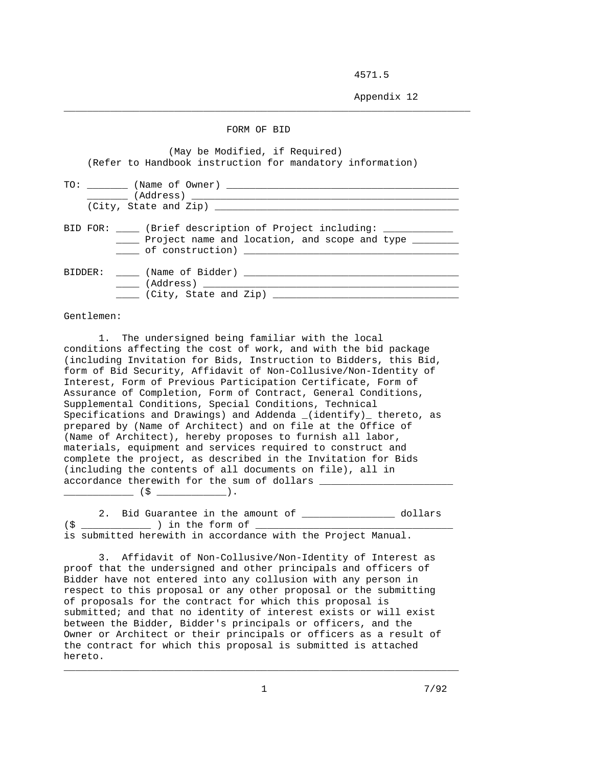4571.5

Appendix 12

# FORM OF BID

(May be Modified, if Required)
(Refer to Handbook instruction for mandatory information)

TO: _______ (Name of Owner) _________________________________________
_______ (Address) _______________________________________________
(City, State and Zip) ___________________________________________

BID FOR: ____ (Brief description of Project including: ____________
____ Project name and location, and scope and type ________
____ of construction) ____________________________________

BIDDER: ____ (Name of Bidder) ______________________________________
____ (Address) ___________________________________________
____ (City, State and Zip) _______________________________

Gentlemen:

1. The undersigned being familiar with the local conditions affecting the cost of work, and with the bid package (including Invitation for Bids, Instruction to Bidders, this Bid, form of Bid Security, Affidavit of Non-Collusive/Non-Identity of Interest, Form of Previous Participation Certificate, Form of Assurance of Completion, Form of Contract, General Conditions, Supplemental Conditions, Special Conditions, Technical Specifications and Drawings) and Addenda _(identify)_ thereto, as prepared by (Name of Architect) and on file at the Office of (Name of Architect), hereby proposes to furnish all labor, materials, equipment and services required to construct and complete the project, as described in the Invitation for Bids (including the contents of all documents on file), all in accordance therewith for the sum of dollars _______________________ ____________ ($ ____________).

2. Bid Guarantee in the amount of ________________ dollars ($ ____________ ) in the form of __________________________________ is submitted herewith in accordance with the Project Manual.

3. Affidavit of Non-Collusive/Non-Identity of Interest as proof that the undersigned and other principals and officers of Bidder have not entered into any collusion with any person in respect to this proposal or any other proposal or the submitting of proposals for the contract for which this proposal is submitted; and that no identity of interest exists or will exist between the Bidder, Bidder's principals or officers, and the Owner or Architect or their principals or officers as a result of the contract for which this proposal is submitted is attached hereto.

7/92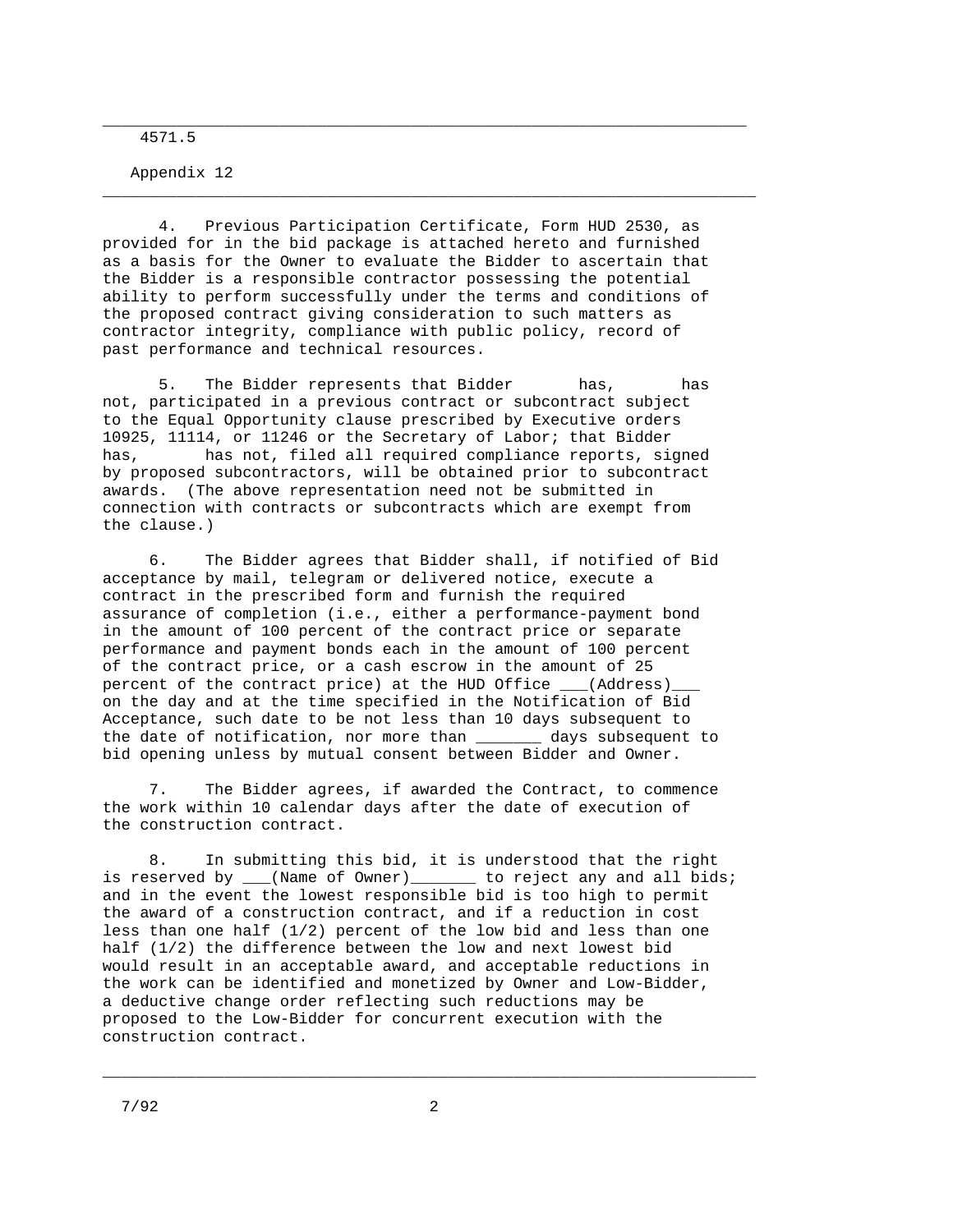4. Previous Participation Certificate, Form HUD 2530, as provided for in the bid package is attached hereto and furnished as a basis for the Owner to evaluate the Bidder to ascertain that the Bidder is a responsible contractor possessing the potential ability to perform successfully under the terms and conditions of the proposed contract giving consideration to such matters as contractor integrity, compliance with public policy, record of past performance and technical resources.

5. The Bidder represents that Bidder has, has not, participated in a previous contract or subcontract subject to the Equal Opportunity clause prescribed by Executive orders 10925, 11114, or 11246 or the Secretary of Labor; that Bidder has, has not, filed all required compliance reports, signed by proposed subcontractors, will be obtained prior to subcontract awards. (The above representation need not be submitted in connection with contracts or subcontracts which are exempt from the clause.)

6. The Bidder agrees that Bidder shall, if notified of Bid acceptance by mail, telegram or delivered notice, execute a contract in the prescribed form and furnish the required assurance of completion (i.e., either a performance-payment bond in the amount of 100 percent of the contract price or separate performance and payment bonds each in the amount of 100 percent of the contract price, or a cash escrow in the amount of 25 percent of the contract price) at the HUD Office ___(Address)___ on the day and at the time specified in the Notification of Bid Acceptance, such date to be not less than 10 days subsequent to the date of notification, nor more than _______ days subsequent to bid opening unless by mutual consent between Bidder and Owner.

7. The Bidder agrees, if awarded the Contract, to commence the work within 10 calendar days after the date of execution of the construction contract.

8. In submitting this bid, it is understood that the right is reserved by ___(Name of Owner)_______ to reject any and all bids; and in the event the lowest responsible bid is too high to permit the award of a construction contract, and if a reduction in cost less than one half (1/2) percent of the low bid and less than one half (1/2) the difference between the low and next lowest bid would result in an acceptable award, and acceptable reductions in the work can be identified and monetized by Owner and Low-Bidder, a deductive change order reflecting such reductions may be proposed to the Low-Bidder for concurrent execution with the construction contract.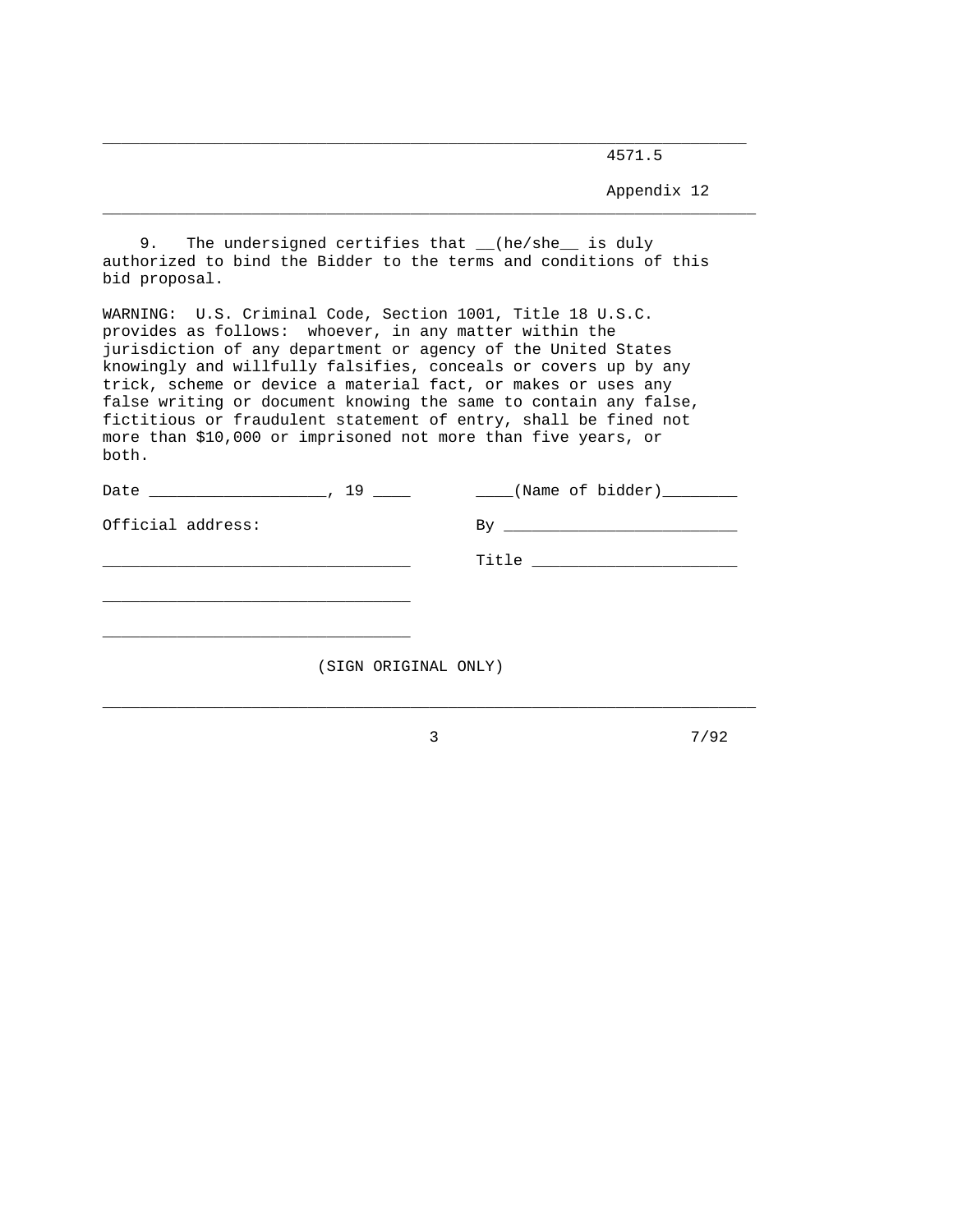9. The undersigned certifies that __(he/she__ is duly authorized to bind the Bidder to the terms and conditions of this bid proposal.

WARNING: U.S. Criminal Code, Section 1001, Title 18 U.S.C. provides as follows: whoever, in any matter within the jurisdiction of any department or agency of the United States knowingly and willfully falsifies, conceals or covers up by any trick, scheme or device a material fact, or makes or uses any false writing or document knowing the same to contain any false, fictitious or fraudulent statement of entry, shall be fined not more than $10,000 or imprisoned not more than five years, or both.

Date ___________________, 19 ____

____(Name of bidder)________

Official address:

By _________________________

_________________________________

Title ______________________

_________________________________

_________________________________

(SIGN ORIGINAL ONLY)